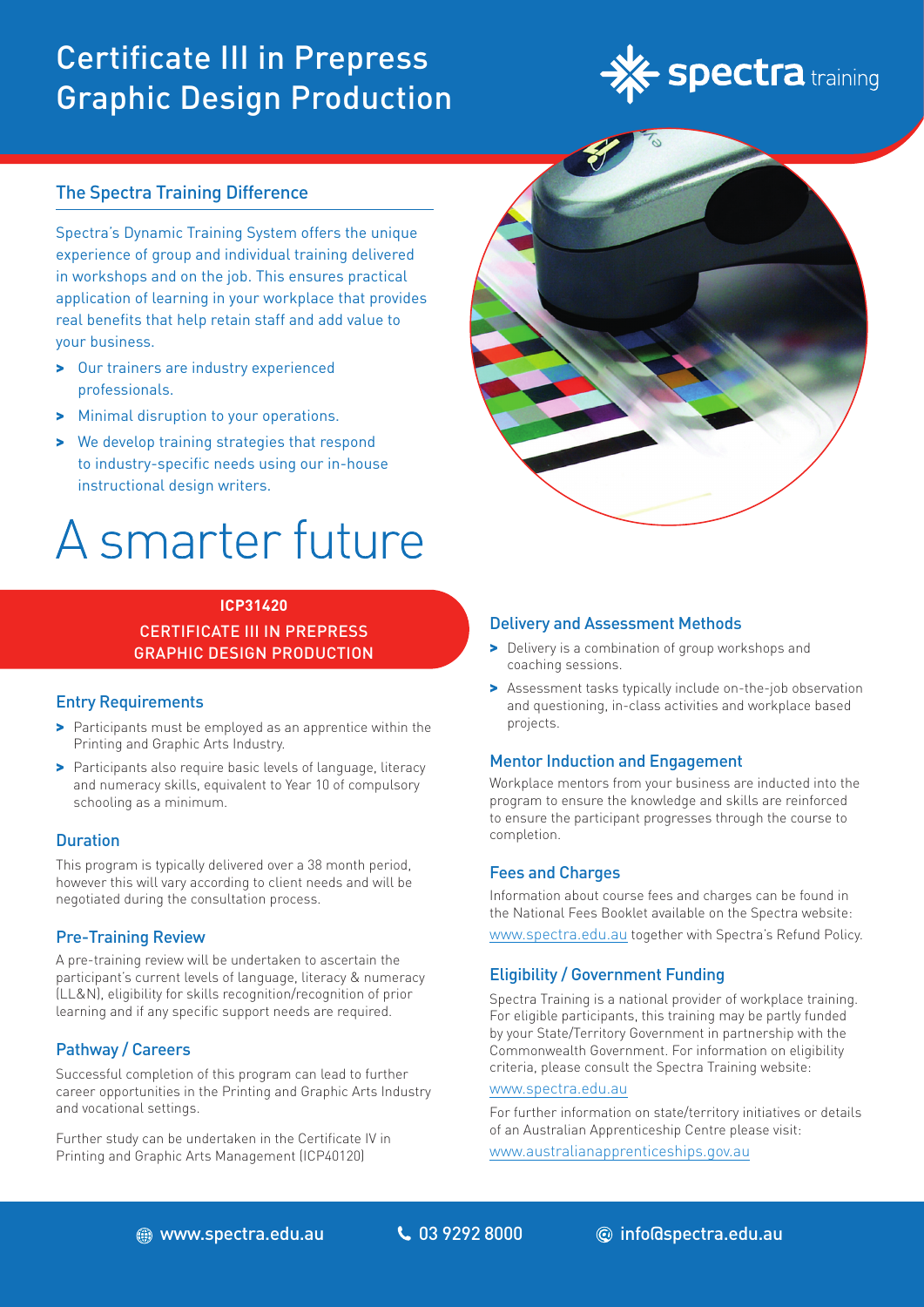# Certificate III in Prepress Graphic Design Production

spectra training

## The Spectra Training Difference

Spectra's Dynamic Training System offers the unique experience of group and individual training delivered in workshops and on the job. This ensures practical application of learning in your workplace that provides real benefits that help retain staff and add value to your business.

- Our trainers are industry experienced professionals.
- Minimal disruption to your operations.
- We develop training strategies that respond to industry-specific needs using our in-house instructional design writers.

# A smarter future

**ICP31420**

CERTIFICATE III IN PREPRESS GRAPHIC DESIGN PRODUCTION

### Entry Requirements

- Participants must be employed as an apprentice within the Printing and Graphic Arts Industry.
- Participants also require basic levels of language, literacy and numeracy skills, equivalent to Year 10 of compulsory schooling as a minimum.

### Duration

This program is typically delivered over a 38 month period, however this will vary according to client needs and will be negotiated during the consultation process.

### Pre-Training Review

A pre-training review will be undertaken to ascertain the participant's current levels of language, literacy & numeracy (LL&N), eligibility for skills recognition/recognition of prior learning and if any specific support needs are required.

### Pathway / Careers

Successful completion of this program can lead to further career opportunities in the Printing and Graphic Arts Industry and vocational settings.

Further study can be undertaken in the Certificate IV in Printing and Graphic Arts Management (ICP40120)

### Delivery and Assessment Methods

- Delivery is a combination of group workshops and coaching sessions.
- Assessment tasks typically include on-the-job observation and questioning, in-class activities and workplace based projects.

### Mentor Induction and Engagement

Workplace mentors from your business are inducted into the program to ensure the knowledge and skills are reinforced to ensure the participant progresses through the course to completion.

### Fees and Charges

Information about course fees and charges can be found in the National Fees Booklet available on the Spectra website: www.spectra.edu.au together with Spectra's Refund Policy.

### Eligibility / Government Funding

Spectra Training is a national provider of workplace training. For eligible participants, this training may be partly funded by your State/Territory Government in partnership with the Commonwealth Government. For information on eligibility criteria, please consult the Spectra Training website: www.spectra.edu.au

For further information on state/territory initiatives or details of an Australian Apprenticeship Centre please visit: www.australianapprenticeships.gov.au

www.spectra.edu.au | 03 9292 8000 | info@spectra.edu.au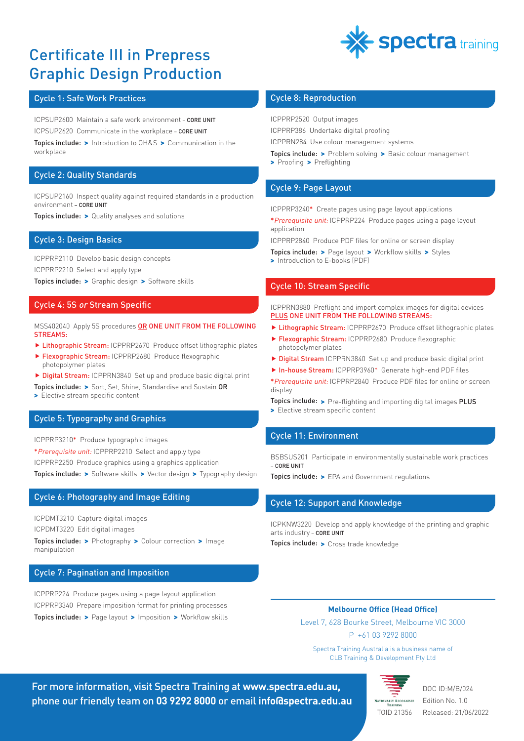# Certificate III in Prepress Graphic Design Production

## Cycle 1: Safe Work Practices

ICPSUP2600 Maintain a safe work environment – **CORE UNIT**

ICPSUP2620 Communicate in the workplace – **CORE UNIT**

**Topics include:** > Introduction to OH&S > Communication in the workplace

## Cycle 2: Quality Standards

ICPSUP2160 Inspect quality against required standards in a production environment – **CORE UNIT**

**Topics include:** > Quality analyses and solutions

## Cycle 3: Design Basics

ICPPRP2110 Develop basic design concepts

ICPPRP2210 Select and apply type

**Topics include:** > Graphic design > Software skills

## Cycle 4: 5S *or* Stream Specific

MSS402040 Apply 5S procedures OR ONE UNIT FROM THE FOLLOWING STREAMS:

- Lithographic Stream: ICPPRP2670 Produce offset lithographic plates
- Flexographic Stream: ICPPRP2680 Produce flexographic photopolymer plates
- Digital Stream: ICPPRN3840 Set up and produce basic digital print

**Topics include:** > Sort, Set, Shine, Standardise and Sustain **OR** > Elective stream specific content

## Cycle 5: Typography and Graphics

ICPPRP3210* Produce typographic images

**Prerequisite unit:* ICPPRP2210 Select and apply type

ICPPRP2250 Produce graphics using a graphics application

**Topics include:** > Software skills > Vector design > Typography design

## Cycle 6: Photography and Image Editing

ICPDMT3210 Capture digital images

ICPDMT3220 Edit digital images

**Topics include:** > Photography > Colour correction > Image manipulation

## Cycle 7: Pagination and Imposition

ICPPRP224 Produce pages using a page layout application

ICPPRP3340 Prepare imposition format for printing processes

**Topics include:** > Page layout > Imposition > Workflow skills

## Cycle 8: Reproduction

ICPPRP2520 Output images

ICPPRP386 Undertake digital proofing

ICPPRN284 Use colour management systems

**Topics include:** > Problem solving > Basic colour management > Proofing > Preflighting

## Cycle 9: Page Layout

ICPPRP3240* Create pages using page layout applications

**Prerequisite unit:* ICPPRP224 Produce pages using a page layout application

ICPPRP2840 Produce PDF files for online or screen display

**Topics include:** > Page layout > Workflow skills > Styles > Introduction to E-books (PDF)

## Cycle 10: Stream Specific

ICPPRN3880 Preflight and import complex images for digital devices PLUS ONE UNIT FROM THE FOLLOWING STREAMS:

- Lithographic Stream: ICPPRP2670 Produce offset lithographic plates
- Flexographic Stream: ICPPRP2680 Produce flexographic photopolymer plates
- Digital Stream ICPPRN3840 Set up and produce basic digital print
- In-house Stream: ICPPRP3960* Generate high-end PDF files

**Prerequisite unit:* ICPPRP2840 Produce PDF files for online or screen display

**Topics include:** > Pre-flighting and importing digital images **PLUS** > Elective stream specific content

## Cycle 11: Environment

BSBSUS201 Participate in environmentally sustainable work practices – **CORE UNIT**

**Topics include:** > EPA and Government regulations

## Cycle 12: Support and Knowledge

ICPKNW3220 Develop and apply knowledge of the printing and graphic arts industry – **CORE UNIT**

**Topics include:** > Cross trade knowledge

**Melbourne Office (Head Office)**

Level 7, 628 Bourke Street, Melbourne VIC 3000

P +61 03 9292 8000

Spectra Training Australia is a business name of CLB Training & Development Pty Ltd

For more information, visit Spectra Training at **www.spectra.edu.au**, phone our friendly team on **03 9292 8000** or email **info@spectra.edu.au**

Nationally Recognised Training

TOID 21356

DOC ID:M/B/024

Edition No. 1.0

Released: 21/06/2022